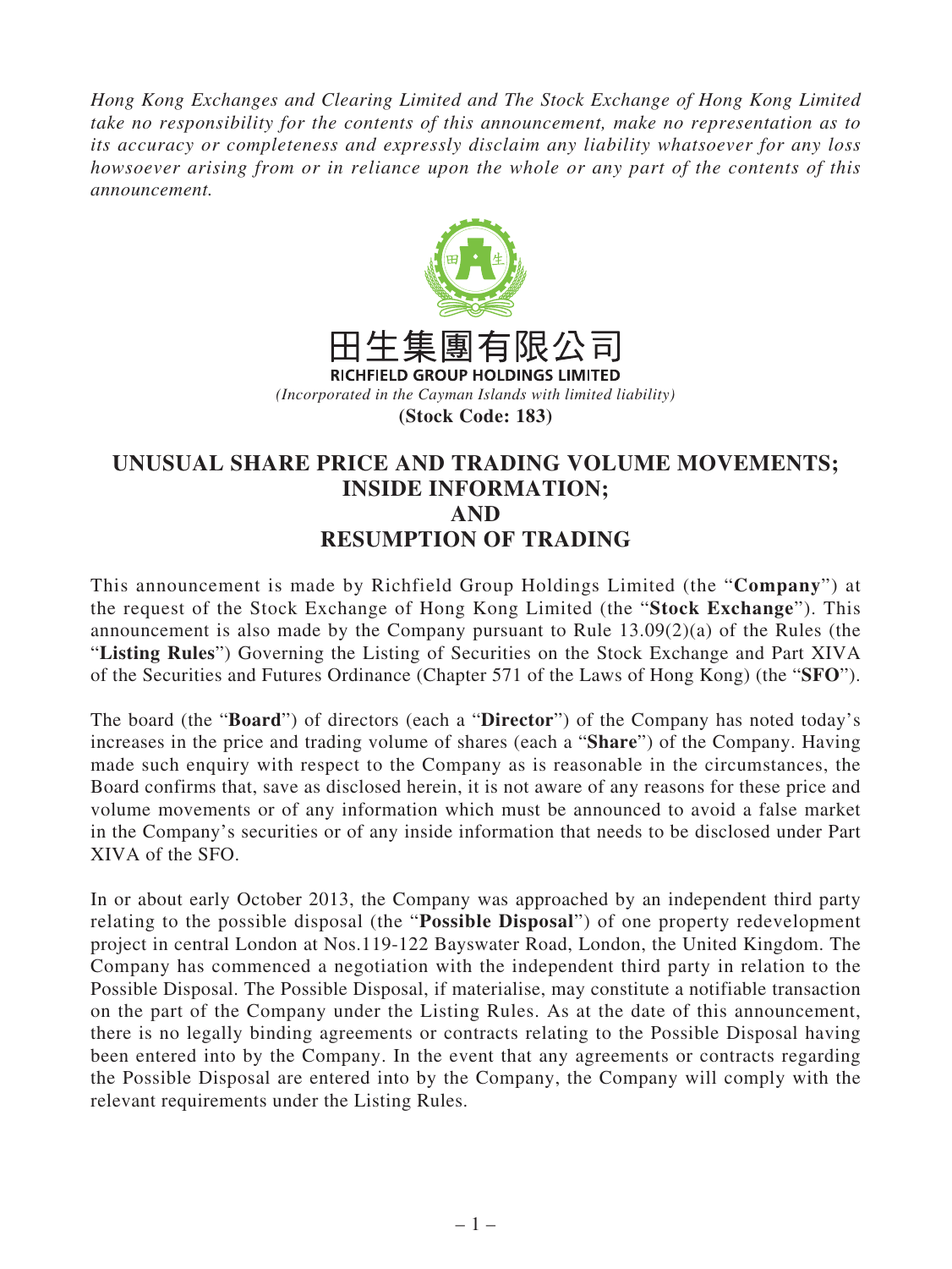*Hong Kong Exchanges and Clearing Limited and The Stock Exchange of Hong Kong Limited take no responsibility for the contents of this announcement, make no representation as to its accuracy or completeness and expressly disclaim any liability whatsoever for any loss howsoever arising from or in reliance upon the whole or any part of the contents of this announcement.*

田生集團有限公司

**RICHFIELD GROUP HOLDINGS LIMITED**

*(Incorporated in the Cayman Islands with limited liability)*

**(Stock Code: 183)**

# UNUSUAL SHARE PRICE AND TRADING VOLUME MOVEMENTS; INSIDE INFORMATION; AND RESUMPTION OF TRADING

This announcement is made by Richfield Group Holdings Limited (the "**Company**") at the request of the Stock Exchange of Hong Kong Limited (the "**Stock Exchange**"). This announcement is also made by the Company pursuant to Rule 13.09(2)(a) of the Rules (the "**Listing Rules**") Governing the Listing of Securities on the Stock Exchange and Part XIVA of the Securities and Futures Ordinance (Chapter 571 of the Laws of Hong Kong) (the "**SFO**").

The board (the "**Board**") of directors (each a "**Director**") of the Company has noted today's increases in the price and trading volume of shares (each a "**Share**") of the Company. Having made such enquiry with respect to the Company as is reasonable in the circumstances, the Board confirms that, save as disclosed herein, it is not aware of any reasons for these price and volume movements or of any information which must be announced to avoid a false market in the Company's securities or of any inside information that needs to be disclosed under Part XIVA of the SFO.

In or about early October 2013, the Company was approached by an independent third party relating to the possible disposal (the "**Possible Disposal**") of one property redevelopment project in central London at Nos.119-122 Bayswater Road, London, the United Kingdom. The Company has commenced a negotiation with the independent third party in relation to the Possible Disposal. The Possible Disposal, if materialise, may constitute a notifiable transaction on the part of the Company under the Listing Rules. As at the date of this announcement, there is no legally binding agreements or contracts relating to the Possible Disposal having been entered into by the Company. In the event that any agreements or contracts regarding the Possible Disposal are entered into by the Company, the Company will comply with the relevant requirements under the Listing Rules.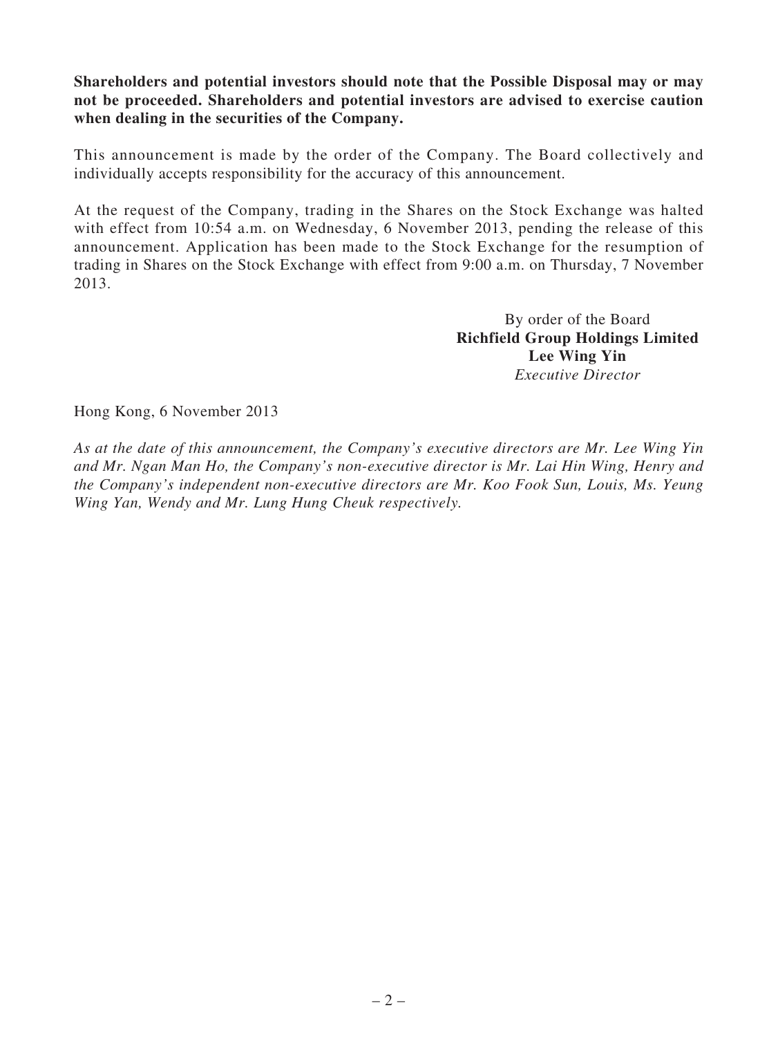**Shareholders and potential investors should note that the Possible Disposal may or may not be proceeded. Shareholders and potential investors are advised to exercise caution when dealing in the securities of the Company.**

This announcement is made by the order of the Company. The Board collectively and individually accepts responsibility for the accuracy of this announcement.

At the request of the Company, trading in the Shares on the Stock Exchange was halted with effect from 10:54 a.m. on Wednesday, 6 November 2013, pending the release of this announcement. Application has been made to the Stock Exchange for the resumption of trading in Shares on the Stock Exchange with effect from 9:00 a.m. on Thursday, 7 November 2013.

By order of the Board
**Richfield Group Holdings Limited**
**Lee Wing Yin**
*Executive Director*

Hong Kong, 6 November 2013

*As at the date of this announcement, the Company's executive directors are Mr. Lee Wing Yin and Mr. Ngan Man Ho, the Company's non-executive director is Mr. Lai Hin Wing, Henry and the Company's independent non-executive directors are Mr. Koo Fook Sun, Louis, Ms. Yeung Wing Yan, Wendy and Mr. Lung Hung Cheuk respectively.*